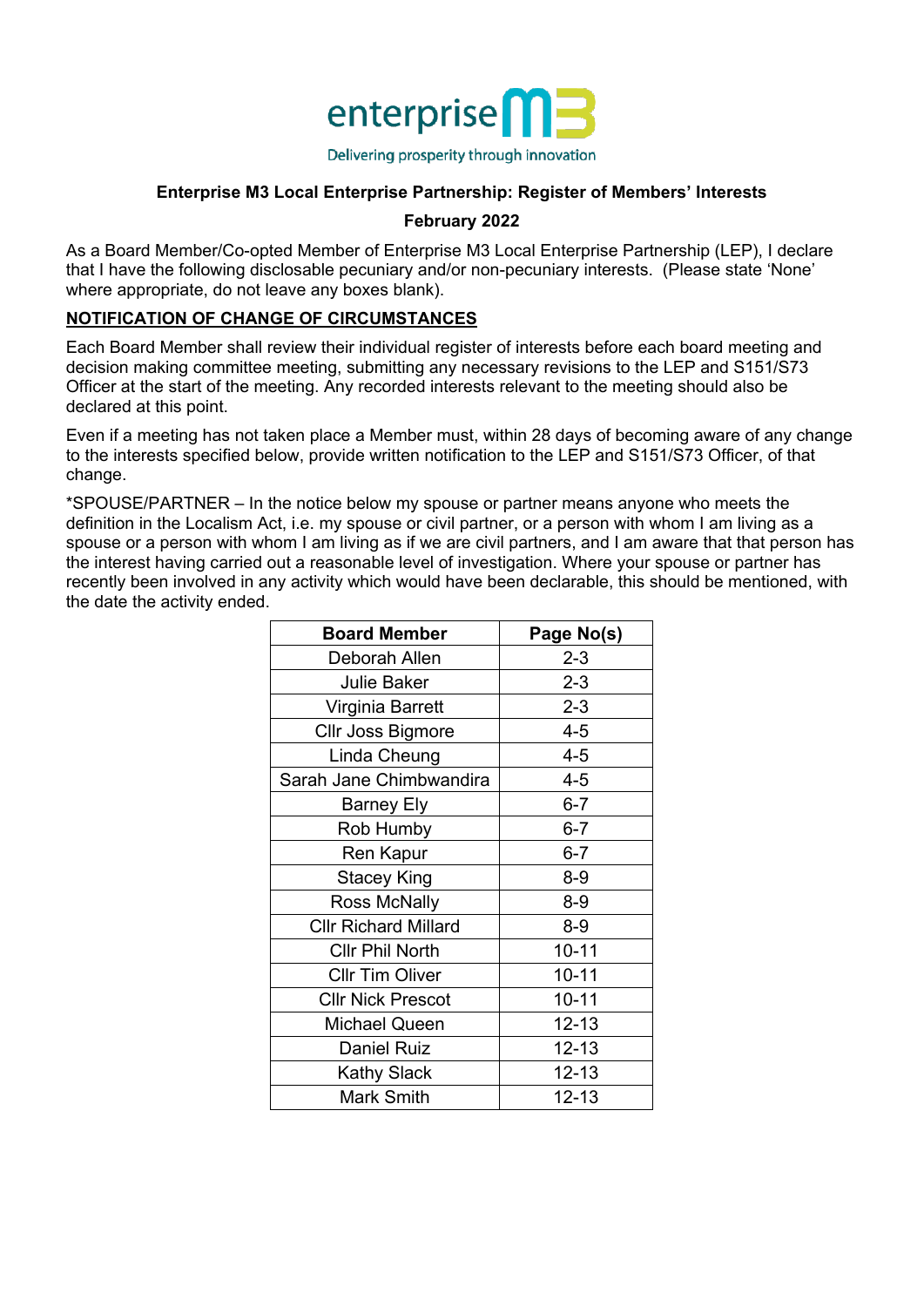enterprise M3

Delivering prosperity through innovation

**Enterprise M3 Local Enterprise Partnership: Register of Members' Interests**

**February 2022**

As a Board Member/Co-opted Member of Enterprise M3 Local Enterprise Partnership (LEP), I declare that I have the following disclosable pecuniary and/or non-pecuniary interests. (Please state 'None' where appropriate, do not leave any boxes blank).

**NOTIFICATION OF CHANGE OF CIRCUMSTANCES**

Each Board Member shall review their individual register of interests before each board meeting and decision making committee meeting, submitting any necessary revisions to the LEP and S151/S73 Officer at the start of the meeting. Any recorded interests relevant to the meeting should also be declared at this point.

Even if a meeting has not taken place a Member must, within 28 days of becoming aware of any change to the interests specified below, provide written notification to the LEP and S151/S73 Officer, of that change.

*SPOUSE/PARTNER – In the notice below my spouse or partner means anyone who meets the definition in the Localism Act, i.e. my spouse or civil partner, or a person with whom I am living as a spouse or a person with whom I am living as if we are civil partners, and I am aware that that person has the interest having carried out a reasonable level of investigation. Where your spouse or partner has recently been involved in any activity which would have been declarable, this should be mentioned, with the date the activity ended.

| Board Member | Page No(s) |
|---|---|
| Deborah Allen | 2-3 |
| Julie Baker | 2-3 |
| Virginia Barrett | 2-3 |
| Cllr Joss Bigmore | 4-5 |
| Linda Cheung | 4-5 |
| Sarah Jane Chimbwandira | 4-5 |
| Barney Ely | 6-7 |
| Rob Humby | 6-7 |
| Ren Kapur | 6-7 |
| Stacey King | 8-9 |
| Ross McNally | 8-9 |
| Cllr Richard Millard | 8-9 |
| Cllr Phil North | 10-11 |
| Cllr Tim Oliver | 10-11 |
| Cllr Nick Prescot | 10-11 |
| Michael Queen | 12-13 |
| Daniel Ruiz | 12-13 |
| Kathy Slack | 12-13 |
| Mark Smith | 12-13 |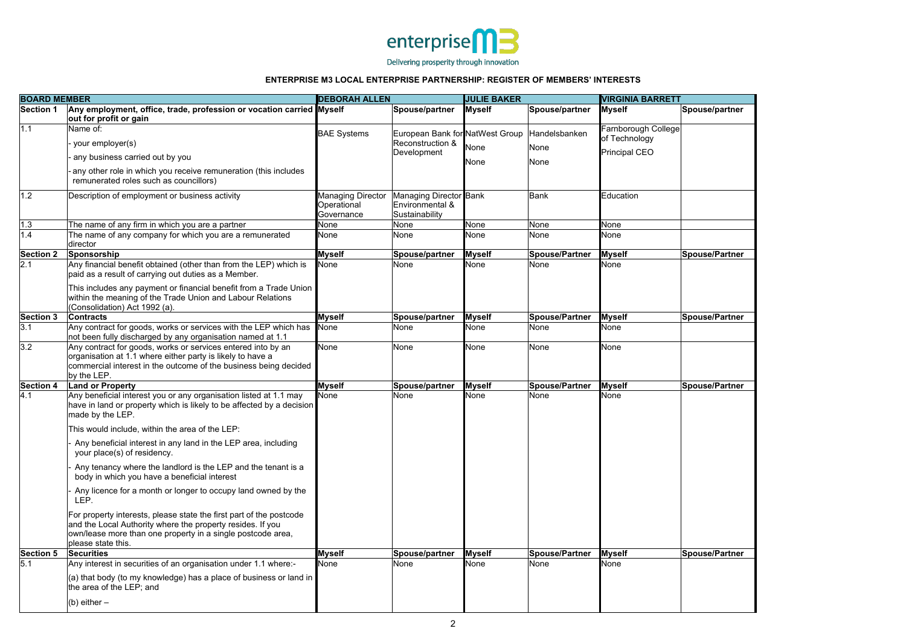enterprise M3

Delivering prosperity through innovation

**ENTERPRISE M3 LOCAL ENTERPRISE PARTNERSHIP: REGISTER OF MEMBERS' INTERESTS**

| **BOARD MEMBER** | | **DEBORAH ALLEN** | | **JULIE BAKER** | | **VIRGINIA BARRETT** | |
|---|---|---|---|---|---|---|---|
| **Section 1** | **Any employment, office, trade, profession or vocation carried out for profit or gain** | **Myself** | **Spouse/partner** | **Myself** | **Spouse/partner** | **Myself** | **Spouse/partner** |
| 1.1 | Name of:<br>- your employer(s)<br>- any business carried out by you<br>- any other role in which you receive remuneration (this includes remunerated roles such as councillors) | BAE Systems | European Bank for Reconstruction & Development | NatWest Group<br>None<br>None | Handelsbanken<br>None<br>None | Farnborough College of Technology<br>Principal CEO | |
| 1.2 | Description of employment or business activity | Managing Director Operational Governance | Managing Director Environmental & Sustainability | Bank | Bank | Education | |
| 1.3 | The name of any firm in which you are a partner | None | None | None | None | None | |
| 1.4 | The name of any company for which you are a remunerated director | None | None | None | None | None | |
| **Section 2** | **Sponsorship** | **Myself** | **Spouse/partner** | **Myself** | **Spouse/Partner** | **Myself** | **Spouse/Partner** |
| 2.1 | Any financial benefit obtained (other than from the LEP) which is paid as a result of carrying out duties as a Member.<br>This includes any payment or financial benefit from a Trade Union within the meaning of the Trade Union and Labour Relations (Consolidation) Act 1992 (a). | None | None | None | None | None | |
| **Section 3** | **Contracts** | **Myself** | **Spouse/partner** | **Myself** | **Spouse/Partner** | **Myself** | **Spouse/Partner** |
| 3.1 | Any contract for goods, works or services with the LEP which has not been fully discharged by any organisation named at 1.1 | None | None | None | None | None | |
| 3.2 | Any contract for goods, works or services entered into by an organisation at 1.1 where either party is likely to have a commercial interest in the outcome of the business being decided by the LEP. | None | None | None | None | None | |
| **Section 4** | **Land or Property** | **Myself** | **Spouse/partner** | **Myself** | **Spouse/Partner** | **Myself** | **Spouse/Partner** |
| 4.1 | Any beneficial interest you or any organisation listed at 1.1 may have in land or property which is likely to be affected by a decision made by the LEP.<br>This would include, within the area of the LEP:<br>- Any beneficial interest in any land in the LEP area, including your place(s) of residency.<br>- Any tenancy where the landlord is the LEP and the tenant is a body in which you have a beneficial interest<br>- Any licence for a month or longer to occupy land owned by the LEP.<br>For property interests, please state the first part of the postcode and the Local Authority where the property resides. If you own/lease more than one property in a single postcode area, please state this. | None | None | None | None | None | |
| **Section 5** | **Securities** | **Myself** | **Spouse/partner** | **Myself** | **Spouse/Partner** | **Myself** | **Spouse/Partner** |
| 5.1 | Any interest in securities of an organisation under 1.1 where:-<br>(a) that body (to my knowledge) has a place of business or land in the area of the LEP; and<br>(b) either – | None | None | None | None | None | |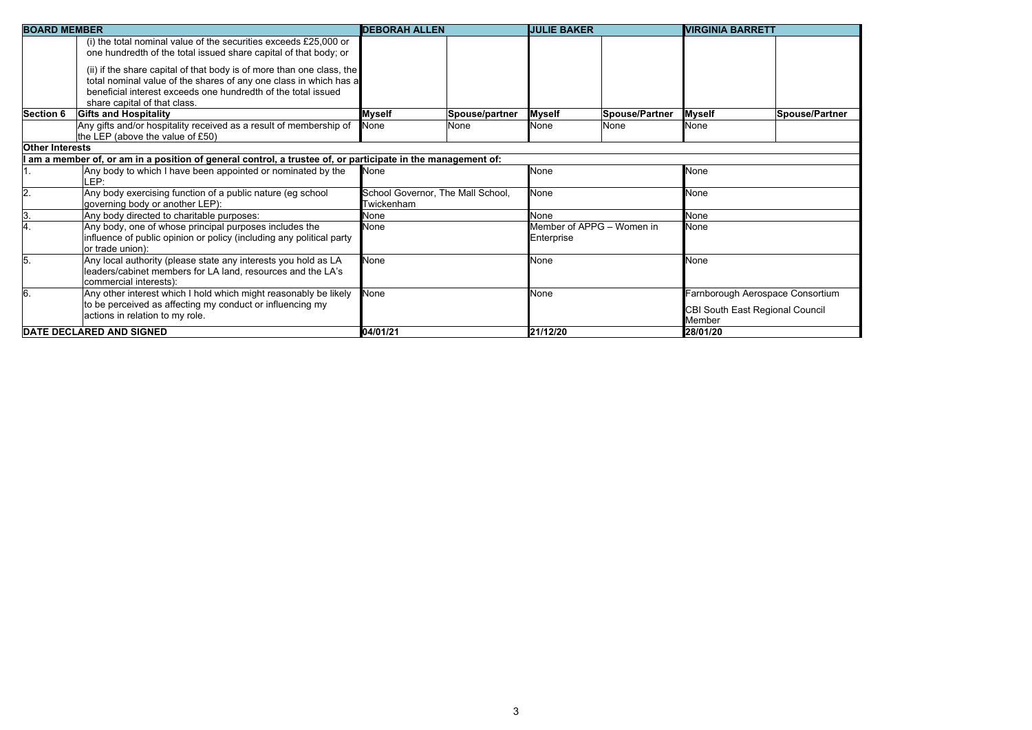| BOARD MEMBER | | DEBORAH ALLEN | | JULIE BAKER | | VIRGINIA BARRETT | |
|---|---|---|---|---|---|---|---|
| | (i) the total nominal value of the securities exceeds £25,000 or one hundredth of the total issued share capital of that body; or (ii) if the share capital of that body is of more than one class, the total nominal value of the shares of any one class in which has a beneficial interest exceeds one hundredth of the total issued share capital of that class. | | | | | | |
| **Section 6** | **Gifts and Hospitality** | **Myself** | **Spouse/partner** | **Myself** | **Spouse/Partner** | **Myself** | **Spouse/Partner** |
| | Any gifts and/or hospitality received as a result of membership of the LEP (above the value of £50) | None | None | None | None | None | |
| **Other Interests** | | | | | | | |
| **I am a member of, or am in a position of general control, a trustee of, or participate in the management of:** | | | | | | | |
| 1. | Any body to which I have been appointed or nominated by the LEP: | None | | None | | None | |
| 2. | Any body exercising function of a public nature (eg school governing body or another LEP): | School Governor, The Mall School, Twickenham | | None | | None | |
| 3. | Any body directed to charitable purposes: | None | | None | | None | |
| 4. | Any body, one of whose principal purposes includes the influence of public opinion or policy (including any political party or trade union): | None | | Member of APPG – Women in Enterprise | | None | |
| 5. | Any local authority (please state any interests you hold as LA leaders/cabinet members for LA land, resources and the LA's commercial interests): | None | | None | | None | |
| 6. | Any other interest which I hold which might reasonably be likely to be perceived as affecting my conduct or influencing my actions in relation to my role. | None | | None | | Farnborough Aerospace Consortium<br>CBI South East Regional Council Member | |
| **DATE DECLARED AND SIGNED** | | 04/01/21 | | 21/12/20 | | 28/01/20 | |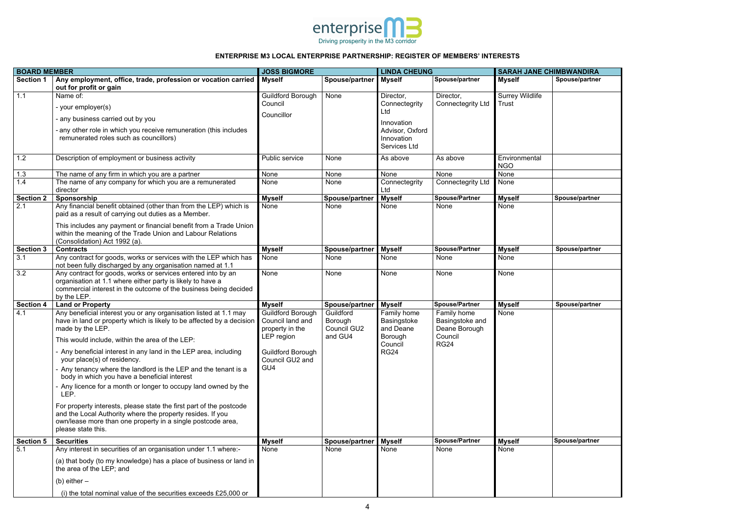enterprise M3
Driving prosperity in the M3 corridor

**ENTERPRISE M3 LOCAL ENTERPRISE PARTNERSHIP: REGISTER OF MEMBERS' INTERESTS**

| BOARD MEMBER | | JOSS BIGMORE | | LINDA CHEUNG | | SARAH JANE CHIMBWANDIRA | |
|---|---|---|---|---|---|---|---|
| **Section 1** | **Any employment, office, trade, profession or vocation carried out for profit or gain** | **Myself** | **Spouse/partner** | **Myself** | **Spouse/partner** | **Myself** | **Spouse/partner** |
| 1.1 | Name of:<br>- your employer(s)<br>- any business carried out by you<br>- any other role in which you receive remuneration (this includes remunerated roles such as councillors) | Guildford Borough Council<br>Councillor | None | Director, Connectegrity Ltd<br>Innovation Advisor, Oxford Innovation Services Ltd | Director, Connectegrity Ltd | Surrey Wildlife Trust | |
| 1.2 | Description of employment or business activity | Public service | None | As above | As above | Environmental NGO | |
| 1.3 | The name of any firm in which you are a partner | None | None | None | None | None | |
| 1.4 | The name of any company for which you are a remunerated director | None | None | Connectegrity Ltd | Connectegrity Ltd | None | |
| **Section 2** | **Sponsorship** | **Myself** | **Spouse/partner** | **Myself** | **Spouse/Partner** | **Myself** | **Spouse/partner** |
| 2.1 | Any financial benefit obtained (other than from the LEP) which is paid as a result of carrying out duties as a Member.<br>This includes any payment or financial benefit from a Trade Union within the meaning of the Trade Union and Labour Relations (Consolidation) Act 1992 (a). | None | None | None | None | None | |
| **Section 3** | **Contracts** | **Myself** | **Spouse/partner** | **Myself** | **Spouse/Partner** | **Myself** | **Spouse/partner** |
| 3.1 | Any contract for goods, works or services with the LEP which has not been fully discharged by any organisation named at 1.1 | None | None | None | None | None | |
| 3.2 | Any contract for goods, works or services entered into by an organisation at 1.1 where either party is likely to have a commercial interest in the outcome of the business being decided by the LEP. | None | None | None | None | None | |
| **Section 4** | **Land or Property** | **Myself** | **Spouse/partner** | **Myself** | **Spouse/Partner** | **Myself** | **Spouse/partner** |
| 4.1 | Any beneficial interest you or any organisation listed at 1.1 may have in land or property which is likely to be affected by a decision made by the LEP.<br>This would include, within the area of the LEP:<br>- Any beneficial interest in any land in the LEP area, including your place(s) of residency.<br>- Any tenancy where the landlord is the LEP and the tenant is a body in which you have a beneficial interest<br>- Any licence for a month or longer to occupy land owned by the LEP.<br>For property interests, please state the first part of the postcode and the Local Authority where the property resides. If you own/lease more than one property in a single postcode area, please state this. | Guildford Borough Council land and property in the LEP region<br>Guildford Borough Council GU2 and GU4 | Guildford Borough Council GU2 and GU4 | Family home Basingstoke and Deane Borough Council RG24 | Family home Basingstoke and Deane Borough Council RG24 | None | |
| **Section 5** | **Securities** | **Myself** | **Spouse/partner** | **Myself** | **Spouse/Partner** | **Myself** | **Spouse/partner** |
| 5.1 | Any interest in securities of an organisation under 1.1 where:-<br>(a) that body (to my knowledge) has a place of business or land in the area of the LEP; and<br>(b) either –<br>(i) the total nominal value of the securities exceeds £25,000 or | None | None | None | None | None | |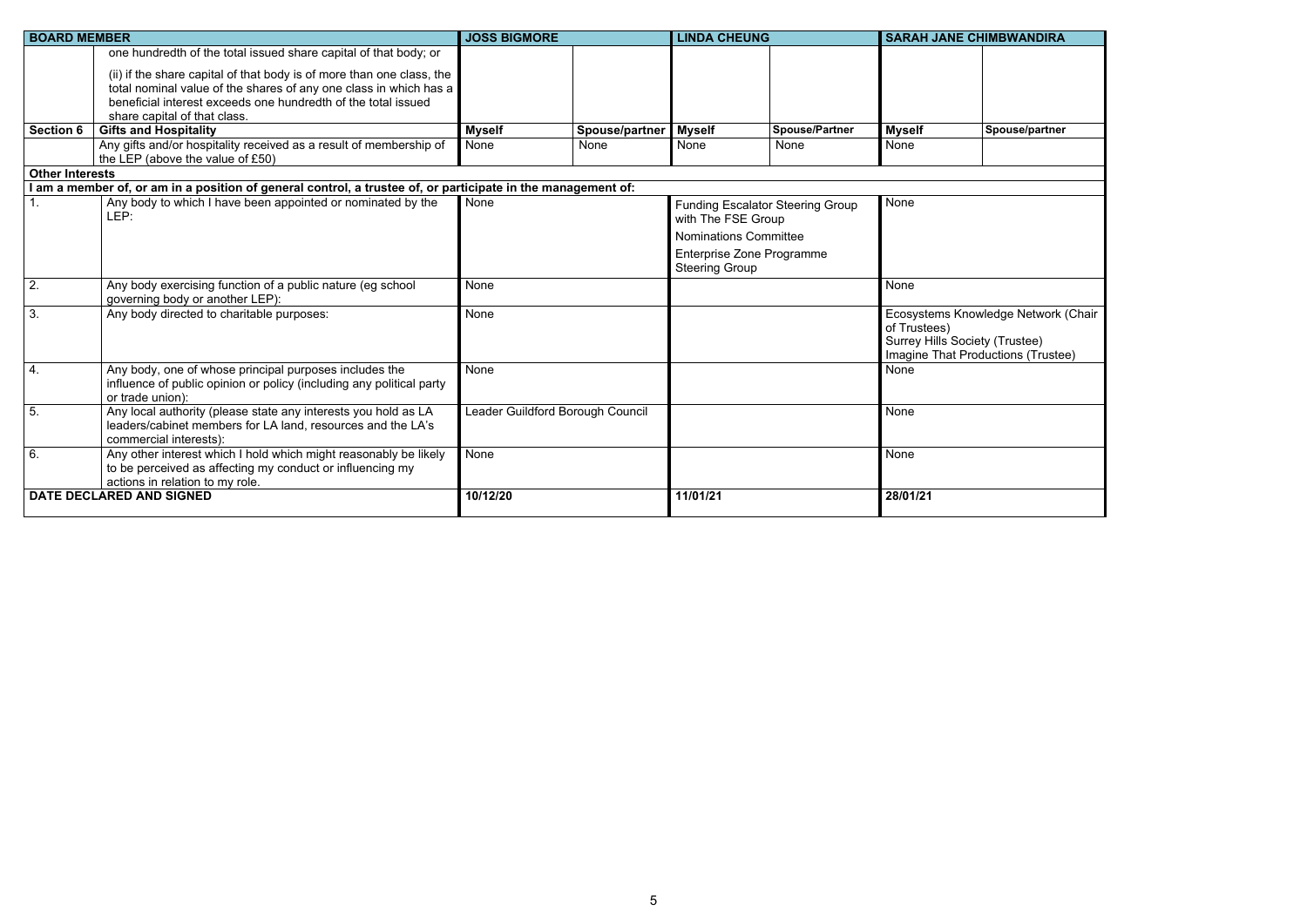| BOARD MEMBER | | JOSS BIGMORE | | LINDA CHEUNG | | SARAH JANE CHIMBWANDIRA | |
|---|---|---|---|---|---|---|---|
| | one hundredth of the total issued share capital of that body; or<br><br>(ii) if the share capital of that body is of more than one class, the total nominal value of the shares of any one class in which has a beneficial interest exceeds one hundredth of the total issued share capital of that class. | | | | | | |
| **Section 6** | **Gifts and Hospitality** | **Myself** | **Spouse/partner** | **Myself** | **Spouse/Partner** | **Myself** | **Spouse/partner** |
| | Any gifts and/or hospitality received as a result of membership of the LEP (above the value of £50) | None | None | None | None | None | |
| **Other Interests** | | | | | | | |
| **I am a member of, or am in a position of general control, a trustee of, or participate in the management of:** | | | | | | | |
| 1. | Any body to which I have been appointed or nominated by the LEP: | None | | Funding Escalator Steering Group with The FSE Group<br><br>Nominations Committee<br><br>Enterprise Zone Programme Steering Group | | None | |
| 2. | Any body exercising function of a public nature (eg school governing body or another LEP): | None | | | | None | |
| 3. | Any body directed to charitable purposes: | None | | | | Ecosystems Knowledge Network (Chair of Trustees)<br>Surrey Hills Society (Trustee)<br>Imagine That Productions (Trustee) | |
| 4. | Any body, one of whose principal purposes includes the influence of public opinion or policy (including any political party or trade union): | None | | | | None | |
| 5. | Any local authority (please state any interests you hold as LA leaders/cabinet members for LA land, resources and the LA's commercial interests): | Leader Guildford Borough Council | | | | None | |
| 6. | Any other interest which I hold which might reasonably be likely to be perceived as affecting my conduct or influencing my actions in relation to my role. | None | | | | None | |
| **DATE DECLARED AND SIGNED** | | **10/12/20** | | **11/01/21** | | **28/01/21** | |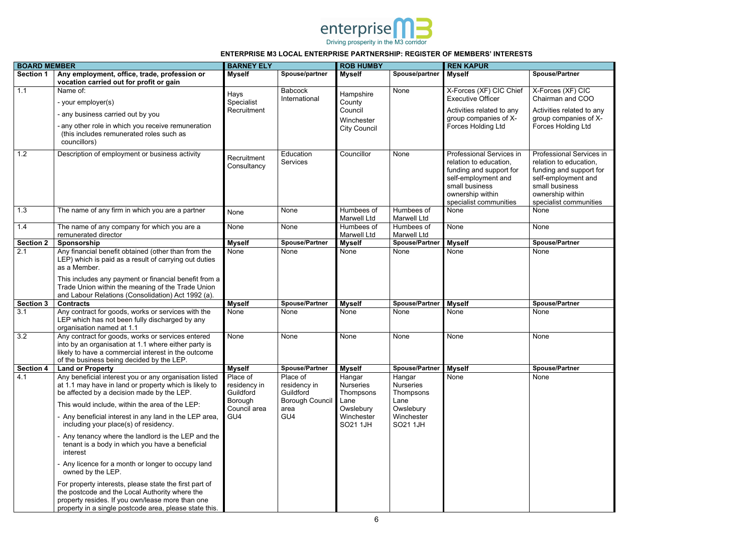enterprise M3
Driving prosperity in the M3 corridor

**ENTERPRISE M3 LOCAL ENTERPRISE PARTNERSHIP: REGISTER OF MEMBERS' INTERESTS**

| **BOARD MEMBER** | | **BARNEY ELY** | | **ROB HUMBY** | | **REN KAPUR** | |
|---|---|---|---|---|---|---|---|
| **Section 1** | **Any employment, office, trade, profession or vocation carried out for profit or gain** | **Myself** | **Spouse/partner** | **Myself** | **Spouse/partner** | **Myself** | **Spouse/Partner** |
| 1.1 | Name of:<br>- your employer(s)<br>- any business carried out by you<br>- any other role in which you receive remuneration (this includes remunerated roles such as councillors) | Hays Specialist Recruitment | Babcock International | Hampshire County Council<br>Winchester City Council | None | X-Forces (XF) CIC Chief Executive Officer<br>Activities related to any group companies of X-Forces Holding Ltd | X-Forces (XF) CIC Chairman and COO<br>Activities related to any group companies of X-Forces Holding Ltd |
| 1.2 | Description of employment or business activity | Recruitment Consultancy | Education Services | Councillor | None | Professional Services in relation to education, funding and support for self-employment and small business ownership within specialist communities | Professional Services in relation to education, funding and support for self-employment and small business ownership within specialist communities |
| 1.3 | The name of any firm in which you are a partner | None | None | Humbees of Marwell Ltd | Humbees of Marwell Ltd | None | None |
| 1.4 | The name of any company for which you are a remunerated director | None | None | Humbees of Marwell Ltd | Humbees of Marwell Ltd | None | None |
| **Section 2** | **Sponsorship** | **Myself** | **Spouse/Partner** | **Myself** | **Spouse/Partner** | **Myself** | **Spouse/Partner** |
| 2.1 | Any financial benefit obtained (other than from the LEP) which is paid as a result of carrying out duties as a Member.<br>This includes any payment or financial benefit from a Trade Union within the meaning of the Trade Union and Labour Relations (Consolidation) Act 1992 (a). | None | None | None | None | None | None |
| **Section 3** | **Contracts** | **Myself** | **Spouse/Partner** | **Myself** | **Spouse/Partner** | **Myself** | **Spouse/Partner** |
| 3.1 | Any contract for goods, works or services with the LEP which has not been fully discharged by any organisation named at 1.1 | None | None | None | None | None | None |
| 3.2 | Any contract for goods, works or services entered into by an organisation at 1.1 where either party is likely to have a commercial interest in the outcome of the business being decided by the LEP. | None | None | None | None | None | None |
| **Section 4** | **Land or Property** | **Myself** | **Spouse/Partner** | **Myself** | **Spouse/Partner** | **Myself** | **Spouse/Partner** |
| 4.1 | Any beneficial interest you or any organisation listed at 1.1 may have in land or property which is likely to be affected by a decision made by the LEP.<br>This would include, within the area of the LEP:<br>- Any beneficial interest in any land in the LEP area, including your place(s) of residency.<br>- Any tenancy where the landlord is the LEP and the tenant is a body in which you have a beneficial interest<br>- Any licence for a month or longer to occupy land owned by the LEP.<br>For property interests, please state the first part of the postcode and the Local Authority where the property resides. If you own/lease more than one property in a single postcode area, please state this. | Place of residency in Guildford Borough Council area GU4 | Place of residency in Guildford Borough Council area GU4 | Hangar Nurseries Thompsons Lane Owslebury Winchester SO21 1JH | Hangar Nurseries Thompsons Lane Owslebury Winchester SO21 1JH | None | None |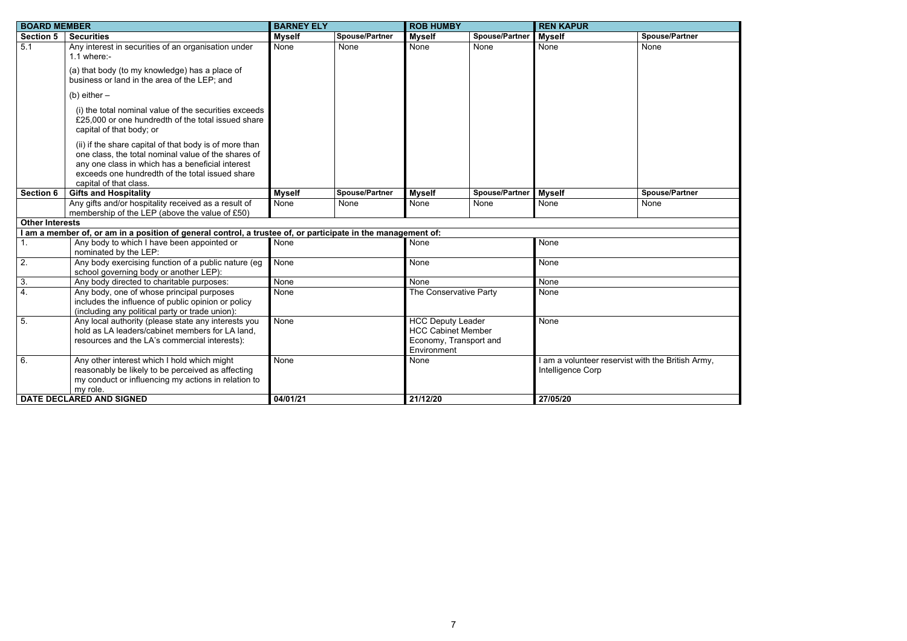| BOARD MEMBER | | BARNEY ELY | | ROB HUMBY | | REN KAPUR | |
|---|---|---|---|---|---|---|---|
| **Section 5** | **Securities** | **Myself** | **Spouse/Partner** | **Myself** | **Spouse/Partner** | **Myself** | **Spouse/Partner** |
| 5.1 | Any interest in securities of an organisation under 1.1 where:-<br><br>(a) that body (to my knowledge) has a place of business or land in the area of the LEP; and<br><br>(b) either –<br><br>(i) the total nominal value of the securities exceeds £25,000 or one hundredth of the total issued share capital of that body; or<br><br>(ii) if the share capital of that body is of more than one class, the total nominal value of the shares of any one class in which has a beneficial interest exceeds one hundredth of the total issued share capital of that class. | None | None | None | None | None | None |
| **Section 6** | **Gifts and Hospitality** | **Myself** | **Spouse/Partner** | **Myself** | **Spouse/Partner** | **Myself** | **Spouse/Partner** |
| | Any gifts and/or hospitality received as a result of membership of the LEP (above the value of £50) | None | None | None | None | None | None |
| **Other Interests** | | | | | | | |
| **I am a member of, or am in a position of general control, a trustee of, or participate in the management of:** | | | | | | | |
| 1. | Any body to which I have been appointed or nominated by the LEP: | None | | None | | None | |
| 2. | Any body exercising function of a public nature (eg school governing body or another LEP): | None | | None | | None | |
| 3. | Any body directed to charitable purposes: | None | | None | | None | |
| 4. | Any body, one of whose principal purposes includes the influence of public opinion or policy (including any political party or trade union): | None | | The Conservative Party | | None | |
| 5. | Any local authority (please state any interests you hold as LA leaders/cabinet members for LA land, resources and the LA's commercial interests): | None | | HCC Deputy Leader<br>HCC Cabinet Member<br>Economy, Transport and Environment | | None | |
| 6. | Any other interest which I hold which might reasonably be likely to be perceived as affecting my conduct or influencing my actions in relation to my role. | None | | None | | I am a volunteer reservist with the British Army, Intelligence Corp | |
| **DATE DECLARED AND SIGNED** | | **04/01/21** | | **21/12/20** | | **27/05/20** | |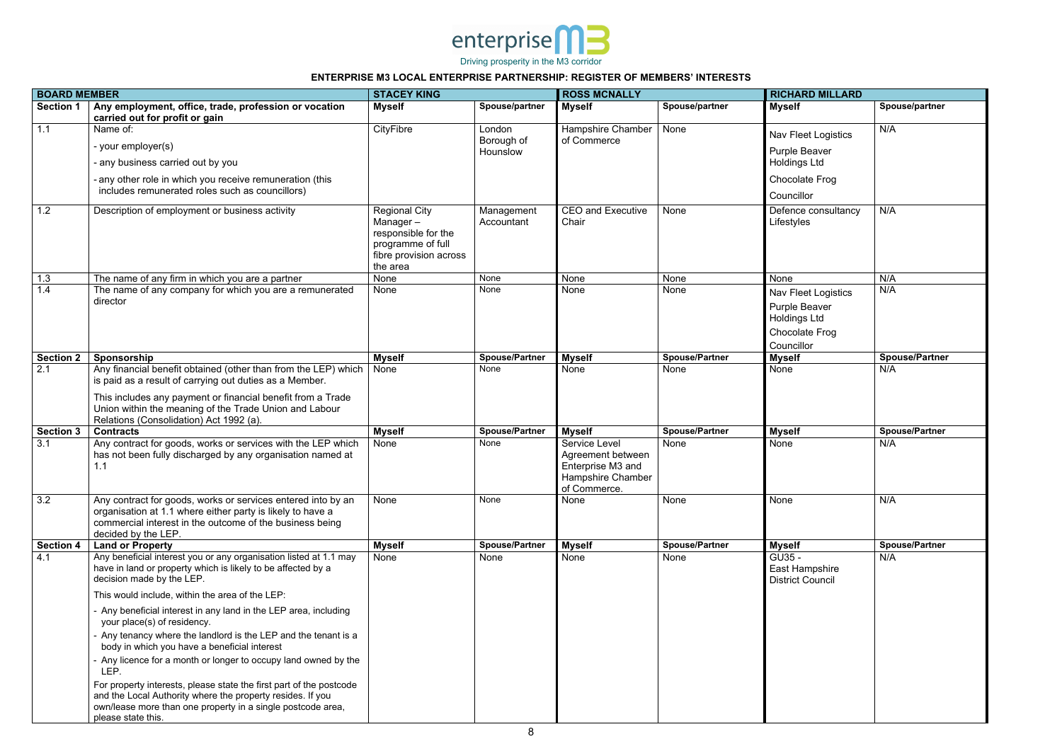enterprise M3
Driving prosperity in the M3 corridor

**ENTERPRISE M3 LOCAL ENTERPRISE PARTNERSHIP: REGISTER OF MEMBERS' INTERESTS**

| BOARD MEMBER | | STACEY KING | | ROSS MCNALLY | | RICHARD MILLARD | |
|---|---|---|---|---|---|---|---|
| **Section 1** | **Any employment, office, trade, profession or vocation carried out for profit or gain** | **Myself** | **Spouse/partner** | **Myself** | **Spouse/partner** | **Myself** | **Spouse/partner** |
| 1.1 | Name of:<br>- your employer(s)<br>- any business carried out by you<br>- any other role in which you receive remuneration (this includes remunerated roles such as councillors) | CityFibre | London Borough of Hounslow | Hampshire Chamber of Commerce | None | Nav Fleet Logistics<br>Purple Beaver Holdings Ltd<br>Chocolate Frog<br>Councillor | N/A |
| 1.2 | Description of employment or business activity | Regional City Manager – responsible for the programme of full fibre provision across the area | Management Accountant | CEO and Executive Chair | None | Defence consultancy Lifestyles | N/A |
| 1.3 | The name of any firm in which you are a partner | None | None | None | None | None | N/A |
| 1.4 | The name of any company for which you are a remunerated director | None | None | None | None | Nav Fleet Logistics<br>Purple Beaver Holdings Ltd<br>Chocolate Frog<br>Councillor | N/A |
| **Section 2** | **Sponsorship** | **Myself** | **Spouse/Partner** | **Myself** | **Spouse/Partner** | **Myself** | **Spouse/Partner** |
| 2.1 | Any financial benefit obtained (other than from the LEP) which is paid as a result of carrying out duties as a Member.<br>This includes any payment or financial benefit from a Trade Union within the meaning of the Trade Union and Labour Relations (Consolidation) Act 1992 (a). | None | None | None | None | None | N/A |
| **Section 3** | **Contracts** | **Myself** | **Spouse/Partner** | **Myself** | **Spouse/Partner** | **Myself** | **Spouse/Partner** |
| 3.1 | Any contract for goods, works or services with the LEP which has not been fully discharged by any organisation named at 1.1 | None | None | Service Level Agreement between Enterprise M3 and Hampshire Chamber of Commerce. | None | None | N/A |
| 3.2 | Any contract for goods, works or services entered into by an organisation at 1.1 where either party is likely to have a commercial interest in the outcome of the business being decided by the LEP. | None | None | None | None | None | N/A |
| **Section 4** | **Land or Property** | **Myself** | **Spouse/Partner** | **Myself** | **Spouse/Partner** | **Myself** | **Spouse/Partner** |
| 4.1 | Any beneficial interest you or any organisation listed at 1.1 may have in land or property which is likely to be affected by a decision made by the LEP.<br>This would include, within the area of the LEP:<br>- Any beneficial interest in any land in the LEP area, including your place(s) of residency.<br>- Any tenancy where the landlord is the LEP and the tenant is a body in which you have a beneficial interest<br>- Any licence for a month or longer to occupy land owned by the LEP.<br>For property interests, please state the first part of the postcode and the Local Authority where the property resides. If you own/lease more than one property in a single postcode area, please state this. | None | None | None | None | GU35 - East Hampshire District Council | N/A |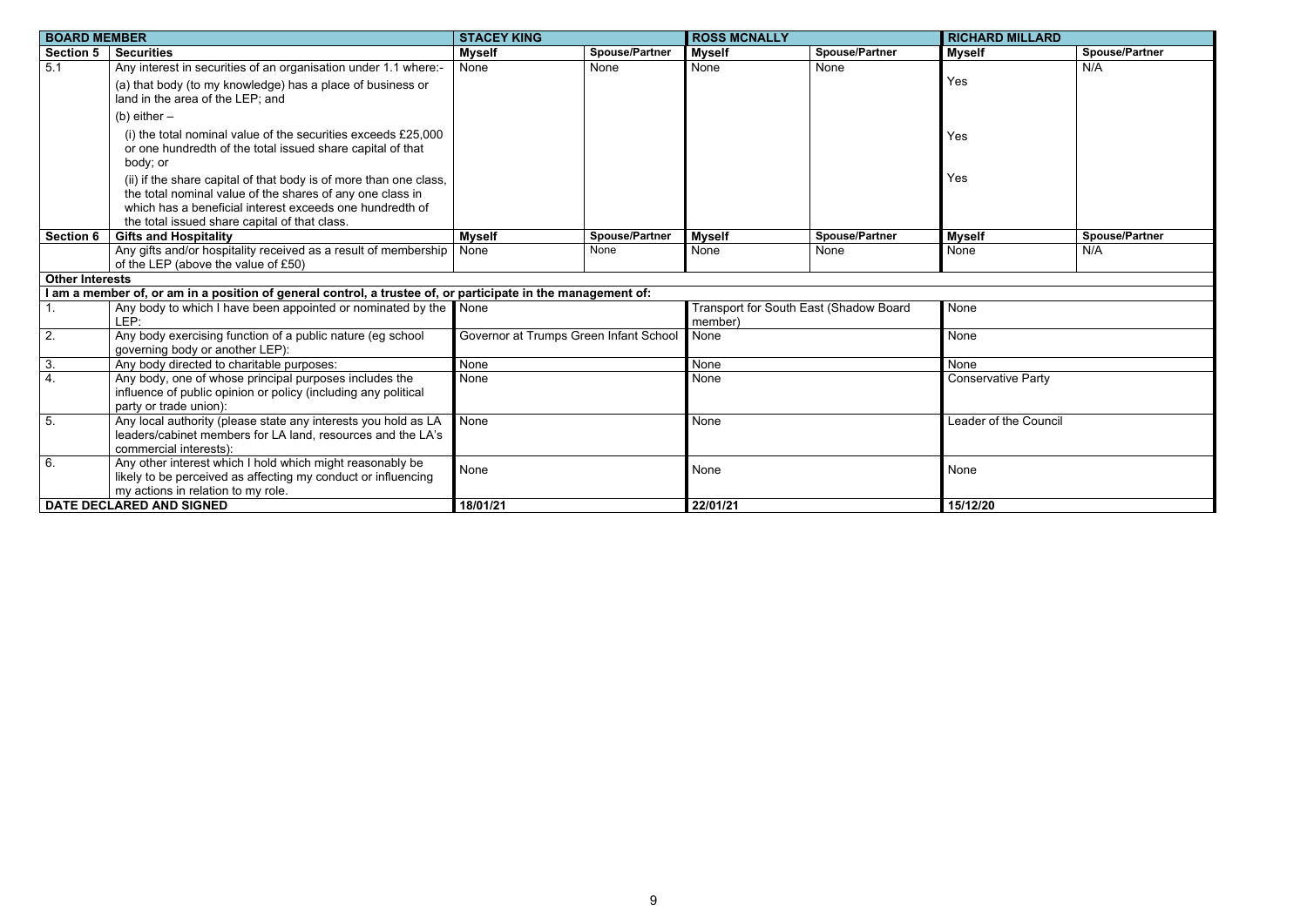| BOARD MEMBER | | STACEY KING | | ROSS MCNALLY | | RICHARD MILLARD | |
|---|---|---|---|---|---|---|---|
| **Section 5** | **Securities** | **Myself** | **Spouse/Partner** | **Myself** | **Spouse/Partner** | **Myself** | **Spouse/Partner** |
| 5.1 | Any interest in securities of an organisation under 1.1 where:- (a) that body (to my knowledge) has a place of business or land in the area of the LEP; and (b) either – (i) the total nominal value of the securities exceeds £25,000 or one hundredth of the total issued share capital of that body; or (ii) if the share capital of that body is of more than one class, the total nominal value of the shares of any one class in which has a beneficial interest exceeds one hundredth of the total issued share capital of that class. | None | None | None | None | Yes Yes Yes | N/A |
| **Section 6** | **Gifts and Hospitality** | **Myself** | **Spouse/Partner** | **Myself** | **Spouse/Partner** | **Myself** | **Spouse/Partner** |
| | Any gifts and/or hospitality received as a result of membership of the LEP (above the value of £50) | None | None | None | None | None | N/A |
| **Other Interests** | | | | | | | |
| **I am a member of, or am in a position of general control, a trustee of, or participate in the management of:** | | | | | | | |
| 1. | Any body to which I have been appointed or nominated by the LEP: | None | | Transport for South East (Shadow Board member) | | None | |
| 2. | Any body exercising function of a public nature (eg school governing body or another LEP): | Governor at Trumps Green Infant School | | None | | None | |
| 3. | Any body directed to charitable purposes: | None | | None | | None | |
| 4. | Any body, one of whose principal purposes includes the influence of public opinion or policy (including any political party or trade union): | None | | None | | Conservative Party | |
| 5. | Any local authority (please state any interests you hold as LA leaders/cabinet members for LA land, resources and the LA's commercial interests): | None | | None | | Leader of the Council | |
| 6. | Any other interest which I hold which might reasonably be likely to be perceived as affecting my conduct or influencing my actions in relation to my role. | None | | None | | None | |
| **DATE DECLARED AND SIGNED** | | **18/01/21** | | **22/01/21** | | **15/12/20** | |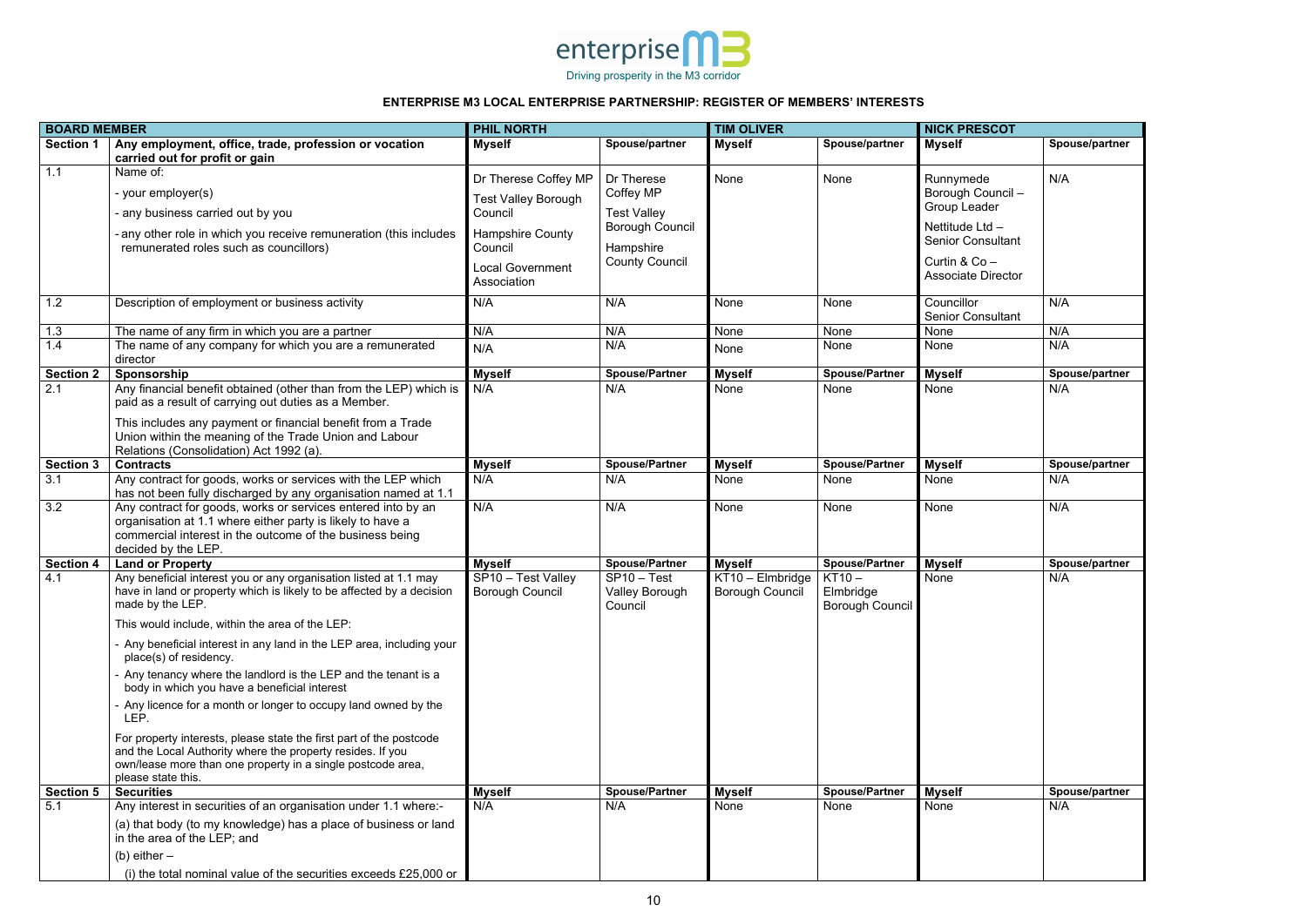enterprise M3

Driving prosperity in the M3 corridor

**ENTERPRISE M3 LOCAL ENTERPRISE PARTNERSHIP: REGISTER OF MEMBERS' INTERESTS**

| BOARD MEMBER | | PHIL NORTH | | TIM OLIVER | | NICK PRESCOT | |
|---|---|---|---|---|---|---|---|
| **Section 1** | **Any employment, office, trade, profession or vocation carried out for profit or gain** | **Myself** | **Spouse/partner** | **Myself** | **Spouse/partner** | **Myself** | **Spouse/partner** |
| 1.1 | Name of:<br>- your employer(s)<br>- any business carried out by you<br>- any other role in which you receive remuneration (this includes remunerated roles such as councillors) | Dr Therese Coffey MP<br>Test Valley Borough Council<br>Hampshire County Council<br>Local Government Association | Dr Therese Coffey MP<br>Test Valley Borough Council<br>Hampshire County Council | None | None | Runnymede Borough Council – Group Leader<br>Nettitude Ltd – Senior Consultant<br>Curtin & Co – Associate Director | N/A |
| 1.2 | Description of employment or business activity | N/A | N/A | None | None | Councillor<br>Senior Consultant | N/A |
| 1.3 | The name of any firm in which you are a partner | N/A | N/A | None | None | None | N/A |
| 1.4 | The name of any company for which you are a remunerated director | N/A | N/A | None | None | None | N/A |
| **Section 2** | **Sponsorship** | **Myself** | **Spouse/Partner** | **Myself** | **Spouse/Partner** | **Myself** | **Spouse/partner** |
| 2.1 | Any financial benefit obtained (other than from the LEP) which is paid as a result of carrying out duties as a Member.<br>This includes any payment or financial benefit from a Trade Union within the meaning of the Trade Union and Labour Relations (Consolidation) Act 1992 (a). | N/A | N/A | None | None | None | N/A |
| **Section 3** | **Contracts** | **Myself** | **Spouse/Partner** | **Myself** | **Spouse/Partner** | **Myself** | **Spouse/partner** |
| 3.1 | Any contract for goods, works or services with the LEP which has not been fully discharged by any organisation named at 1.1 | N/A | N/A | None | None | None | N/A |
| 3.2 | Any contract for goods, works or services entered into by an organisation at 1.1 where either party is likely to have a commercial interest in the outcome of the business being decided by the LEP. | N/A | N/A | None | None | None | N/A |
| **Section 4** | **Land or Property** | **Myself** | **Spouse/Partner** | **Myself** | **Spouse/Partner** | **Myself** | **Spouse/partner** |
| 4.1 | Any beneficial interest you or any organisation listed at 1.1 may have in land or property which is likely to be affected by a decision made by the LEP.<br>This would include, within the area of the LEP:<br>- Any beneficial interest in any land in the LEP area, including your place(s) of residency.<br>- Any tenancy where the landlord is the LEP and the tenant is a body in which you have a beneficial interest<br>- Any licence for a month or longer to occupy land owned by the LEP.<br>For property interests, please state the first part of the postcode and the Local Authority where the property resides. If you own/lease more than one property in a single postcode area, please state this. | SP10 – Test Valley Borough Council | SP10 – Test Valley Borough Council | KT10 – Elmbridge Borough Council | KT10 – Elmbridge Borough Council | None | N/A |
| **Section 5** | **Securities** | **Myself** | **Spouse/Partner** | **Myself** | **Spouse/Partner** | **Myself** | **Spouse/partner** |
| 5.1 | Any interest in securities of an organisation under 1.1 where:-<br>(a) that body (to my knowledge) has a place of business or land in the area of the LEP; and<br>(b) either –<br>(i) the total nominal value of the securities exceeds £25,000 or | N/A | N/A | None | None | None | N/A |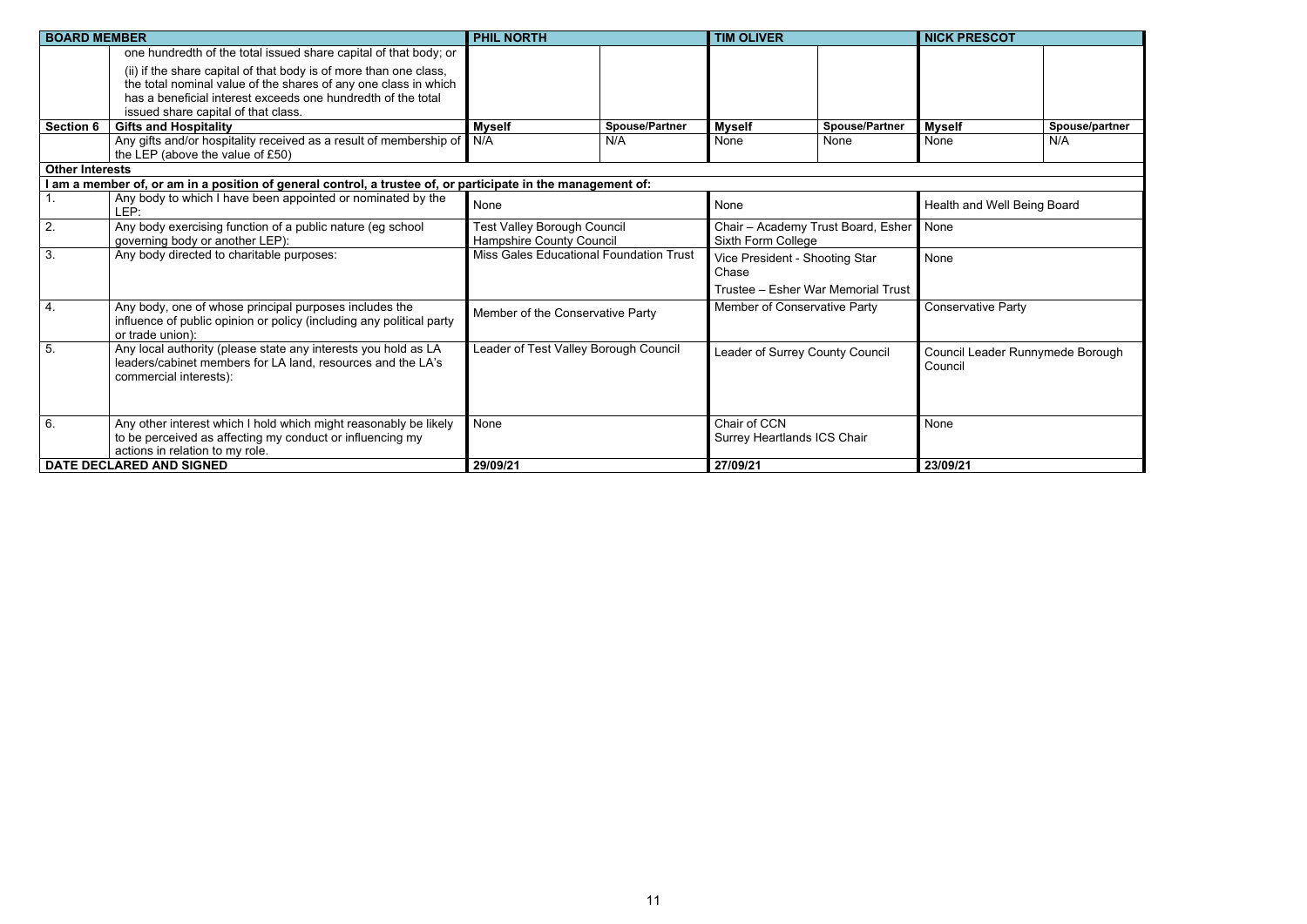| BOARD MEMBER | | PHIL NORTH | | TIM OLIVER | | NICK PRESCOT | |
|---|---|---|---|---|---|---|---|
| | one hundredth of the total issued share capital of that body; or (ii) if the share capital of that body is of more than one class, the total nominal value of the shares of any one class in which has a beneficial interest exceeds one hundredth of the total issued share capital of that class. | | | | | | |
| **Section 6** | **Gifts and Hospitality** | **Myself** | **Spouse/Partner** | **Myself** | **Spouse/Partner** | **Myself** | **Spouse/partner** |
| | Any gifts and/or hospitality received as a result of membership of the LEP (above the value of £50) | N/A | N/A | None | None | None | N/A |
| **Other Interests** | | | | | | | |
| **I am a member of, or am in a position of general control, a trustee of, or participate in the management of:** | | | | | | | |
| 1. | Any body to which I have been appointed or nominated by the LEP: | None | | None | | Health and Well Being Board | |
| 2. | Any body exercising function of a public nature (eg school governing body or another LEP): | Test Valley Borough Council<br>Hampshire County Council | | Chair – Academy Trust Board, Esher Sixth Form College | | None | |
| 3. | Any body directed to charitable purposes: | Miss Gales Educational Foundation Trust | | Vice President - Shooting Star Chase<br>Trustee – Esher War Memorial Trust | | None | |
| 4. | Any body, one of whose principal purposes includes the influence of public opinion or policy (including any political party or trade union): | Member of the Conservative Party | | Member of Conservative Party | | Conservative Party | |
| 5. | Any local authority (please state any interests you hold as LA leaders/cabinet members for LA land, resources and the LA's commercial interests): | Leader of Test Valley Borough Council | | Leader of Surrey County Council | | Council Leader Runnymede Borough Council | |
| 6. | Any other interest which I hold which might reasonably be likely to be perceived as affecting my conduct or influencing my actions in relation to my role. | None | | Chair of CCN<br>Surrey Heartlands ICS Chair | | None | |
| **DATE DECLARED AND SIGNED** | | **29/09/21** | | **27/09/21** | | **23/09/21** | |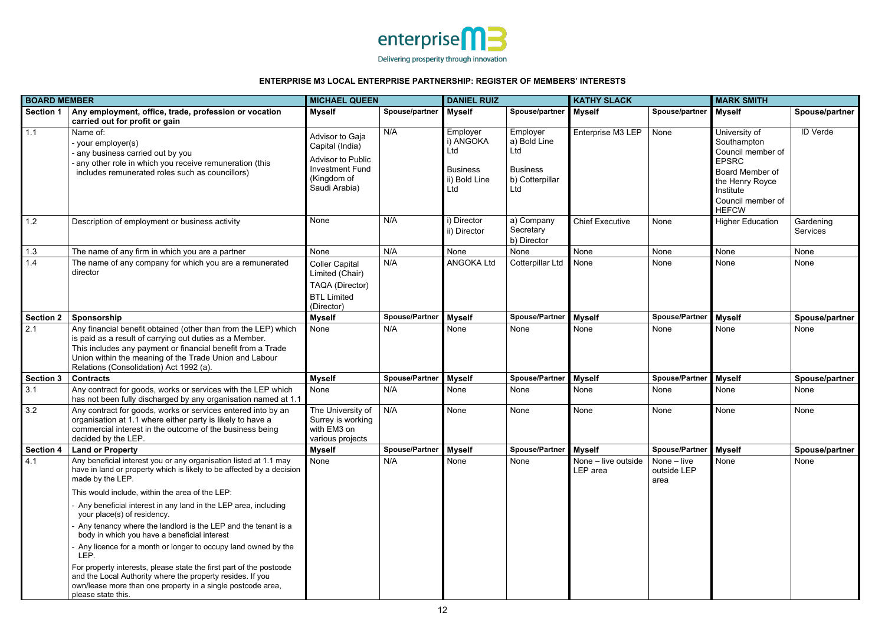enterprise M3

Delivering prosperity through innovation

**ENTERPRISE M3 LOCAL ENTERPRISE PARTNERSHIP: REGISTER OF MEMBERS' INTERESTS**

| BOARD MEMBER | | MICHAEL QUEEN | | DANIEL RUIZ | | KATHY SLACK | | MARK SMITH | |
|---|---|---|---|---|---|---|---|---|---|
| **Section 1** | **Any employment, office, trade, profession or vocation carried out for profit or gain** | **Myself** | **Spouse/partner** | **Myself** | **Spouse/partner** | **Myself** | **Spouse/partner** | **Myself** | **Spouse/partner** |
| 1.1 | Name of:<br>- your employer(s)<br>- any business carried out by you<br>- any other role in which you receive remuneration (this includes remunerated roles such as councillors) | Advisor to Gaja Capital (India)<br>Advisor to Public Investment Fund (Kingdom of Saudi Arabia) | N/A | Employer<br>i) ANGOKA Ltd<br><br>Business<br>ii) Bold Line Ltd | Employer<br>a) Bold Line Ltd<br><br>Business<br>b) Cotterpillar Ltd | Enterprise M3 LEP | None | University of Southampton<br>Council member of EPSRC<br>Board Member of the Henry Royce Institute<br>Council member of HEFCW | ID Verde |
| 1.2 | Description of employment or business activity | None | N/A | i) Director<br>ii) Director | a) Company Secretary<br>b) Director | Chief Executive | None | Higher Education | Gardening Services |
| 1.3 | The name of any firm in which you are a partner | None | N/A | None | None | None | None | None | None |
| 1.4 | The name of any company for which you are a remunerated director | Coller Capital Limited (Chair)<br>TAQA (Director)<br>BTL Limited (Director) | N/A | ANGOKA Ltd | Cotterpillar Ltd | None | None | None | None |
| **Section 2** | **Sponsorship** | **Myself** | **Spouse/Partner** | **Myself** | **Spouse/Partner** | **Myself** | **Spouse/Partner** | **Myself** | **Spouse/partner** |
| 2.1 | Any financial benefit obtained (other than from the LEP) which is paid as a result of carrying out duties as a Member.<br>This includes any payment or financial benefit from a Trade Union within the meaning of the Trade Union and Labour Relations (Consolidation) Act 1992 (a). | None | N/A | None | None | None | None | None | None |
| **Section 3** | **Contracts** | **Myself** | **Spouse/Partner** | **Myself** | **Spouse/Partner** | **Myself** | **Spouse/Partner** | **Myself** | **Spouse/partner** |
| 3.1 | Any contract for goods, works or services with the LEP which has not been fully discharged by any organisation named at 1.1 | None | N/A | None | None | None | None | None | None |
| 3.2 | Any contract for goods, works or services entered into by an organisation at 1.1 where either party is likely to have a commercial interest in the outcome of the business being decided by the LEP. | The University of Surrey is working with EM3 on various projects | N/A | None | None | None | None | None | None |
| **Section 4** | **Land or Property** | **Myself** | **Spouse/Partner** | **Myself** | **Spouse/Partner** | **Myself** | **Spouse/Partner** | **Myself** | **Spouse/partner** |
| 4.1 | Any beneficial interest you or any organisation listed at 1.1 may have in land or property which is likely to be affected by a decision made by the LEP.<br>This would include, within the area of the LEP:<br>- Any beneficial interest in any land in the LEP area, including your place(s) of residency.<br>- Any tenancy where the landlord is the LEP and the tenant is a body in which you have a beneficial interest<br>- Any licence for a month or longer to occupy land owned by the LEP.<br>For property interests, please state the first part of the postcode and the Local Authority where the property resides. If you own/lease more than one property in a single postcode area, please state this. | None | N/A | None | None | None – live outside LEP area | None – live outside LEP area | None | None |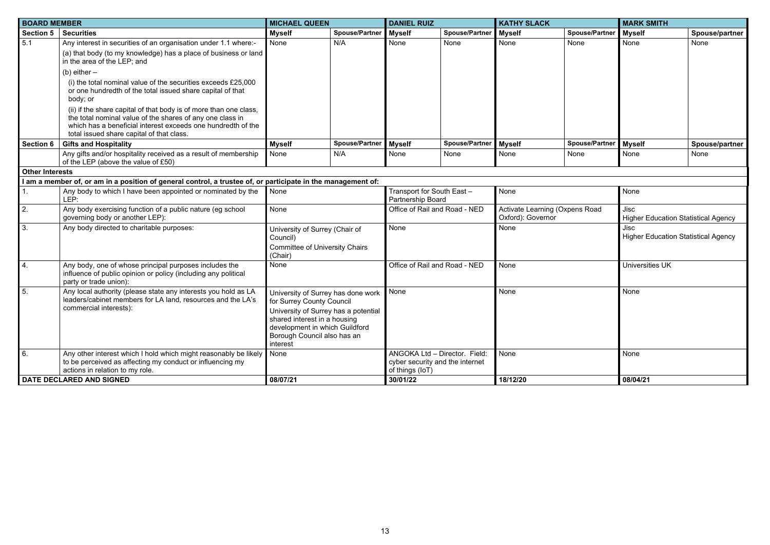| BOARD MEMBER | | MICHAEL QUEEN | | DANIEL RUIZ | | KATHY SLACK | | MARK SMITH | |
|---|---|---|---|---|---|---|---|---|---|
| **Section 5** | **Securities** | **Myself** | **Spouse/Partner** | **Myself** | **Spouse/Partner** | **Myself** | **Spouse/Partner** | **Myself** | **Spouse/partner** |
| 5.1 | Any interest in securities of an organisation under 1.1 where:- (a) that body (to my knowledge) has a place of business or land in the area of the LEP; and (b) either – (i) the total nominal value of the securities exceeds £25,000 or one hundredth of the total issued share capital of that body; or (ii) if the share capital of that body is of more than one class, the total nominal value of the shares of any one class in which has a beneficial interest exceeds one hundredth of the total issued share capital of that class. | None | N/A | None | None | None | None | None | None |
| **Section 6** | **Gifts and Hospitality** | **Myself** | **Spouse/Partner** | **Myself** | **Spouse/Partner** | **Myself** | **Spouse/Partner** | **Myself** | **Spouse/partner** |
| | Any gifts and/or hospitality received as a result of membership of the LEP (above the value of £50) | None | N/A | None | None | None | None | None | None |
| **Other Interests** | | | | | | | | | |
| **I am a member of, or am in a position of general control, a trustee of, or participate in the management of:** | | | | | | | | | |
| 1. | Any body to which I have been appointed or nominated by the LEP: | None | | Transport for South East – Partnership Board | | None | | None | |
| 2. | Any body exercising function of a public nature (eg school governing body or another LEP): | None | | Office of Rail and Road - NED | | Activate Learning (Oxpens Road Oxford): Governor | | Jisc<br>Higher Education Statistical Agency | |
| 3. | Any body directed to charitable purposes: | University of Surrey (Chair of Council)<br>Committee of University Chairs (Chair) | | None | | None | | Jisc<br>Higher Education Statistical Agency | |
| 4. | Any body, one of whose principal purposes includes the influence of public opinion or policy (including any political party or trade union): | None | | Office of Rail and Road - NED | | None | | Universities UK | |
| 5. | Any local authority (please state any interests you hold as LA leaders/cabinet members for LA land, resources and the LA's commercial interests): | University of Surrey has done work for Surrey County Council<br>University of Surrey has a potential shared interest in a housing development in which Guildford Borough Council also has an interest | | None | | None | | None | |
| 6. | Any other interest which I hold which might reasonably be likely to be perceived as affecting my conduct or influencing my actions in relation to my role. | None | | ANGOKA Ltd – Director. Field: cyber security and the internet of things (IoT) | | None | | None | |
| **DATE DECLARED AND SIGNED** | | **08/07/21** | | **30/01/22** | | **18/12/20** | | **08/04/21** | |